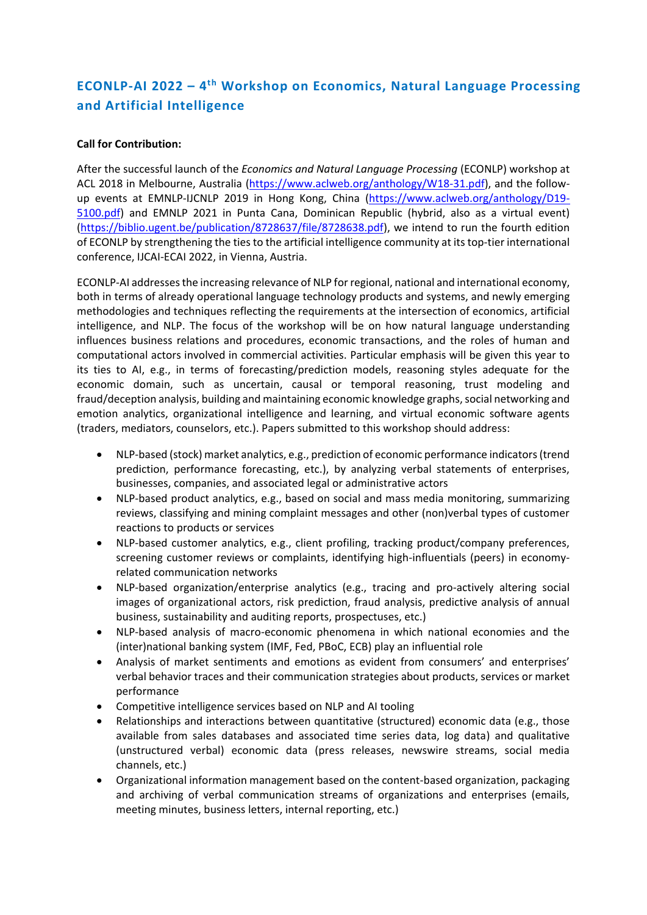# ECONLP-AI 2022 – 4th Workshop on Economics, Natural Language Processing and Artificial Intelligence

**Call for Contribution:**

After the successful launch of the *Economics and Natural Language Processing* (ECONLP) workshop at ACL 2018 in Melbourne, Australia (https://www.aclweb.org/anthology/W18-31.pdf), and the follow-up events at EMNLP-IJCNLP 2019 in Hong Kong, China (https://www.aclweb.org/anthology/D19-5100.pdf) and EMNLP 2021 in Punta Cana, Dominican Republic (hybrid, also as a virtual event) (https://biblio.ugent.be/publication/8728637/file/8728638.pdf), we intend to run the fourth edition of ECONLP by strengthening the ties to the artificial intelligence community at its top-tier international conference, IJCAI-ECAI 2022, in Vienna, Austria.

ECONLP-AI addresses the increasing relevance of NLP for regional, national and international economy, both in terms of already operational language technology products and systems, and newly emerging methodologies and techniques reflecting the requirements at the intersection of economics, artificial intelligence, and NLP. The focus of the workshop will be on how natural language understanding influences business relations and procedures, economic transactions, and the roles of human and computational actors involved in commercial activities. Particular emphasis will be given this year to its ties to AI, e.g., in terms of forecasting/prediction models, reasoning styles adequate for the economic domain, such as uncertain, causal or temporal reasoning, trust modeling and fraud/deception analysis, building and maintaining economic knowledge graphs, social networking and emotion analytics, organizational intelligence and learning, and virtual economic software agents (traders, mediators, counselors, etc.). Papers submitted to this workshop should address:

- NLP-based (stock) market analytics, e.g., prediction of economic performance indicators (trend prediction, performance forecasting, etc.), by analyzing verbal statements of enterprises, businesses, companies, and associated legal or administrative actors
- NLP-based product analytics, e.g., based on social and mass media monitoring, summarizing reviews, classifying and mining complaint messages and other (non)verbal types of customer reactions to products or services
- NLP-based customer analytics, e.g., client profiling, tracking product/company preferences, screening customer reviews or complaints, identifying high-influentials (peers) in economy-related communication networks
- NLP-based organization/enterprise analytics (e.g., tracing and pro-actively altering social images of organizational actors, risk prediction, fraud analysis, predictive analysis of annual business, sustainability and auditing reports, prospectuses, etc.)
- NLP-based analysis of macro-economic phenomena in which national economies and the (inter)national banking system (IMF, Fed, PBoC, ECB) play an influential role
- Analysis of market sentiments and emotions as evident from consumers' and enterprises' verbal behavior traces and their communication strategies about products, services or market performance
- Competitive intelligence services based on NLP and AI tooling
- Relationships and interactions between quantitative (structured) economic data (e.g., those available from sales databases and associated time series data, log data) and qualitative (unstructured verbal) economic data (press releases, newswire streams, social media channels, etc.)
- Organizational information management based on the content-based organization, packaging and archiving of verbal communication streams of organizations and enterprises (emails, meeting minutes, business letters, internal reporting, etc.)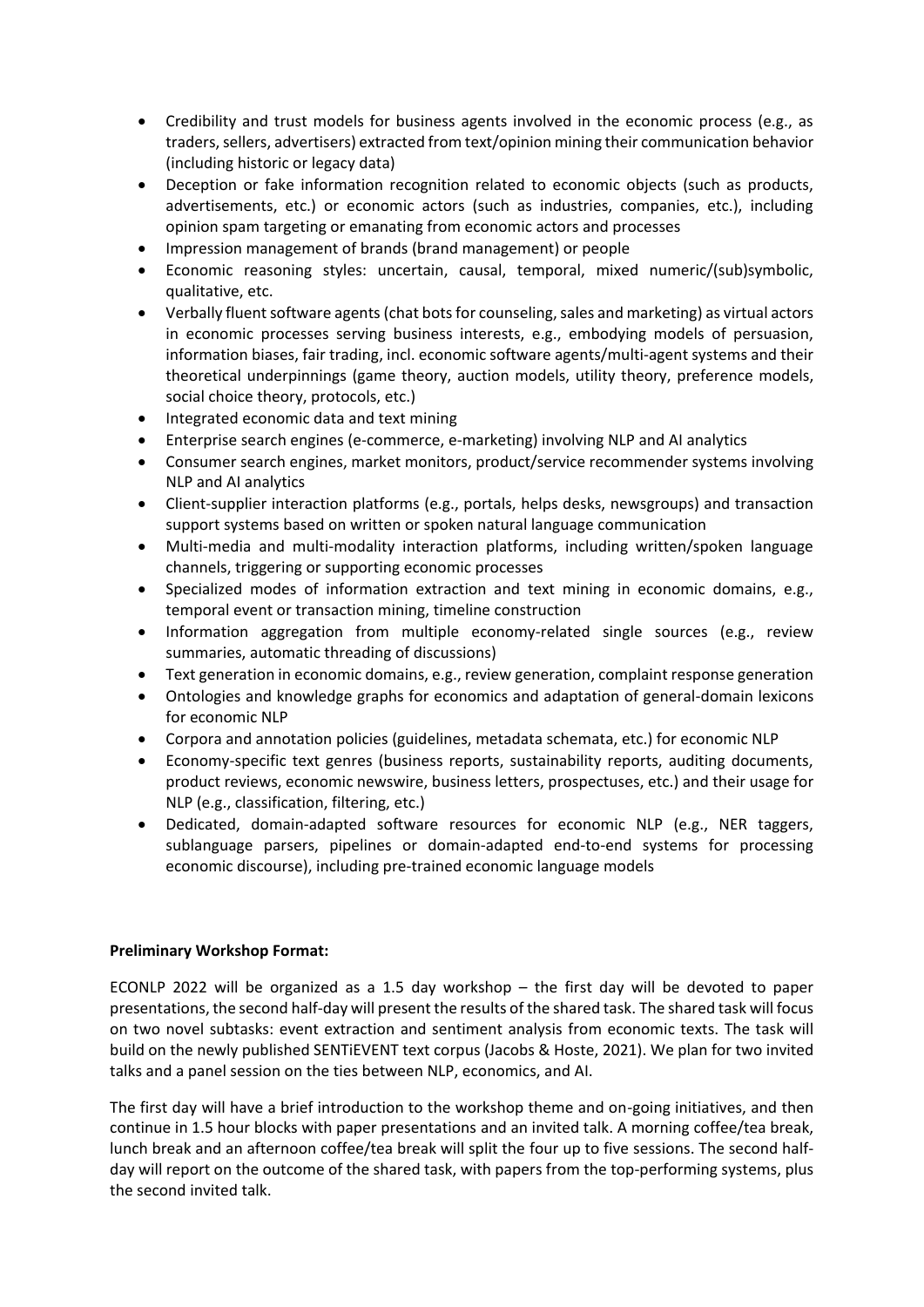- Credibility and trust models for business agents involved in the economic process (e.g., as traders, sellers, advertisers) extracted from text/opinion mining their communication behavior (including historic or legacy data)
- Deception or fake information recognition related to economic objects (such as products, advertisements, etc.) or economic actors (such as industries, companies, etc.), including opinion spam targeting or emanating from economic actors and processes
- Impression management of brands (brand management) or people
- Economic reasoning styles: uncertain, causal, temporal, mixed numeric/(sub)symbolic, qualitative, etc.
- Verbally fluent software agents (chat bots for counseling, sales and marketing) as virtual actors in economic processes serving business interests, e.g., embodying models of persuasion, information biases, fair trading, incl. economic software agents/multi-agent systems and their theoretical underpinnings (game theory, auction models, utility theory, preference models, social choice theory, protocols, etc.)
- Integrated economic data and text mining
- Enterprise search engines (e-commerce, e-marketing) involving NLP and AI analytics
- Consumer search engines, market monitors, product/service recommender systems involving NLP and AI analytics
- Client-supplier interaction platforms (e.g., portals, helps desks, newsgroups) and transaction support systems based on written or spoken natural language communication
- Multi-media and multi-modality interaction platforms, including written/spoken language channels, triggering or supporting economic processes
- Specialized modes of information extraction and text mining in economic domains, e.g., temporal event or transaction mining, timeline construction
- Information aggregation from multiple economy-related single sources (e.g., review summaries, automatic threading of discussions)
- Text generation in economic domains, e.g., review generation, complaint response generation
- Ontologies and knowledge graphs for economics and adaptation of general-domain lexicons for economic NLP
- Corpora and annotation policies (guidelines, metadata schemata, etc.) for economic NLP
- Economy-specific text genres (business reports, sustainability reports, auditing documents, product reviews, economic newswire, business letters, prospectuses, etc.) and their usage for NLP (e.g., classification, filtering, etc.)
- Dedicated, domain-adapted software resources for economic NLP (e.g., NER taggers, sublanguage parsers, pipelines or domain-adapted end-to-end systems for processing economic discourse), including pre-trained economic language models

**Preliminary Workshop Format:**

ECONLP 2022 will be organized as a 1.5 day workshop – the first day will be devoted to paper presentations, the second half-day will present the results of the shared task. The shared task will focus on two novel subtasks: event extraction and sentiment analysis from economic texts. The task will build on the newly published SENTiEVENT text corpus (Jacobs & Hoste, 2021). We plan for two invited talks and a panel session on the ties between NLP, economics, and AI.

The first day will have a brief introduction to the workshop theme and on-going initiatives, and then continue in 1.5 hour blocks with paper presentations and an invited talk. A morning coffee/tea break, lunch break and an afternoon coffee/tea break will split the four up to five sessions. The second half-day will report on the outcome of the shared task, with papers from the top-performing systems, plus the second invited talk.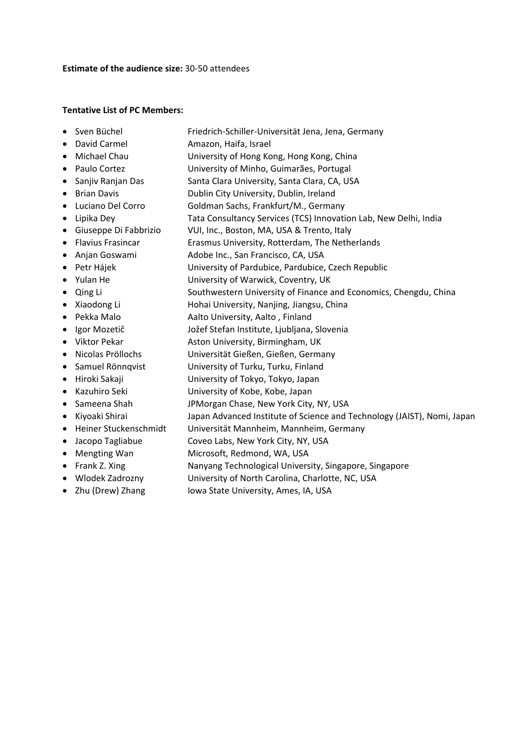**Estimate of the audience size:** 30-50 attendees

**Tentative List of PC Members:**

- Sven Büchel — Friedrich-Schiller-Universität Jena, Jena, Germany
- David Carmel — Amazon, Haifa, Israel
- Michael Chau — University of Hong Kong, Hong Kong, China
- Paulo Cortez — University of Minho, Guimarães, Portugal
- Sanjiv Ranjan Das — Santa Clara University, Santa Clara, CA, USA
- Brian Davis — Dublin City University, Dublin, Ireland
- Luciano Del Corro — Goldman Sachs, Frankfurt/M., Germany
- Lipika Dey — Tata Consultancy Services (TCS) Innovation Lab, New Delhi, India
- Giuseppe Di Fabbrizio — VUI, Inc., Boston, MA, USA & Trento, Italy
- Flavius Frasincar — Erasmus University, Rotterdam, The Netherlands
- Anjan Goswami — Adobe Inc., San Francisco, CA, USA
- Petr Hájek — University of Pardubice, Pardubice, Czech Republic
- Yulan He — University of Warwick, Coventry, UK
- Qing Li — Southwestern University of Finance and Economics, Chengdu, China
- Xiaodong Li — Hohai University, Nanjing, Jiangsu, China
- Pekka Malo — Aalto University, Aalto , Finland
- Igor Mozetič — Jožef Stefan Institute, Ljubljana, Slovenia
- Viktor Pekar — Aston University, Birmingham, UK
- Nicolas Pröllochs — Universität Gießen, Gießen, Germany
- Samuel Rönnqvist — University of Turku, Turku, Finland
- Hiroki Sakaji — University of Tokyo, Tokyo, Japan
- Kazuhiro Seki — University of Kobe, Kobe, Japan
- Sameena Shah — JPMorgan Chase, New York City, NY, USA
- Kiyoaki Shirai — Japan Advanced Institute of Science and Technology (JAIST), Nomi, Japan
- Heiner Stuckenschmidt — Universität Mannheim, Mannheim, Germany
- Jacopo Tagliabue — Coveo Labs, New York City, NY, USA
- Mengting Wan — Microsoft, Redmond, WA, USA
- Frank Z. Xing — Nanyang Technological University, Singapore, Singapore
- Wlodek Zadrozny — University of North Carolina, Charlotte, NC, USA
- Zhu (Drew) Zhang — Iowa State University, Ames, IA, USA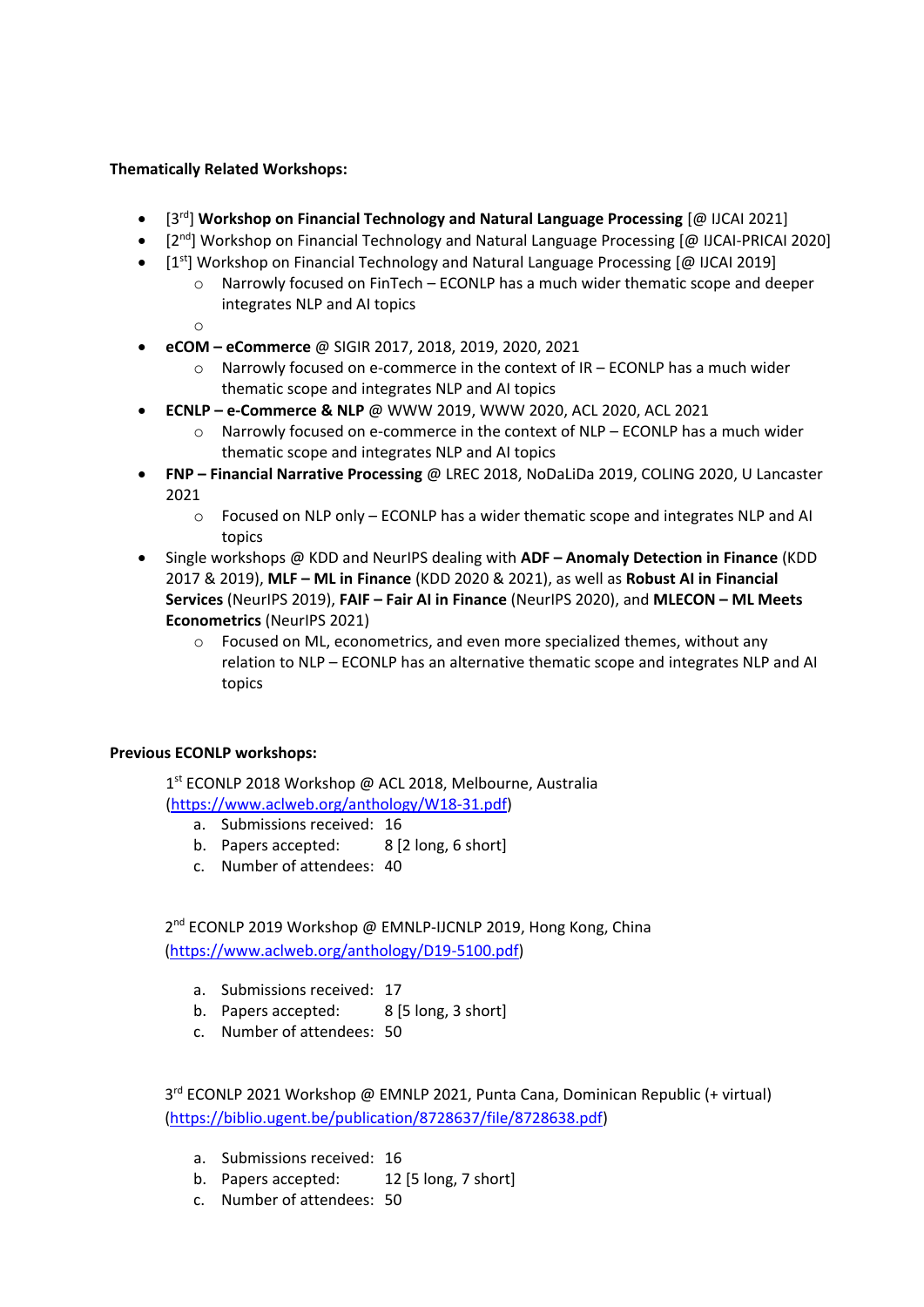**Thematically Related Workshops:**

- [3rd] **Workshop on Financial Technology and Natural Language Processing** [@ IJCAI 2021]
- [2nd] Workshop on Financial Technology and Natural Language Processing [@ IJCAI-PRICAI 2020]
- [1st] Workshop on Financial Technology and Natural Language Processing [@ IJCAI 2019]
  - Narrowly focused on FinTech – ECONLP has a much wider thematic scope and deeper integrates NLP and AI topics
- **eCOM – eCommerce** @ SIGIR 2017, 2018, 2019, 2020, 2021
  - Narrowly focused on e-commerce in the context of IR – ECONLP has a much wider thematic scope and integrates NLP and AI topics
- **ECNLP – e-Commerce & NLP** @ WWW 2019, WWW 2020, ACL 2020, ACL 2021
  - Narrowly focused on e-commerce in the context of NLP – ECONLP has a much wider thematic scope and integrates NLP and AI topics
- **FNP – Financial Narrative Processing** @ LREC 2018, NoDaLiDa 2019, COLING 2020, U Lancaster 2021
  - Focused on NLP only – ECONLP has a wider thematic scope and integrates NLP and AI topics
- Single workshops @ KDD and NeurIPS dealing with **ADF – Anomaly Detection in Finance** (KDD 2017 & 2019), **MLF – ML in Finance** (KDD 2020 & 2021), as well as **Robust AI in Financial Services** (NeurIPS 2019), **FAIF – Fair AI in Finance** (NeurIPS 2020), and **MLECON – ML Meets Econometrics** (NeurIPS 2021)
  - Focused on ML, econometrics, and even more specialized themes, without any relation to NLP – ECONLP has an alternative thematic scope and integrates NLP and AI topics

**Previous ECONLP workshops:**

1st ECONLP 2018 Workshop @ ACL 2018, Melbourne, Australia
(https://www.aclweb.org/anthology/W18-31.pdf)

a. Submissions received: 16
b. Papers accepted: 8 [2 long, 6 short]
c. Number of attendees: 40

2nd ECONLP 2019 Workshop @ EMNLP-IJCNLP 2019, Hong Kong, China
(https://www.aclweb.org/anthology/D19-5100.pdf)

a. Submissions received: 17
b. Papers accepted: 8 [5 long, 3 short]
c. Number of attendees: 50

3rd ECONLP 2021 Workshop @ EMNLP 2021, Punta Cana, Dominican Republic (+ virtual)
(https://biblio.ugent.be/publication/8728637/file/8728638.pdf)

a. Submissions received: 16
b. Papers accepted: 12 [5 long, 7 short]
c. Number of attendees: 50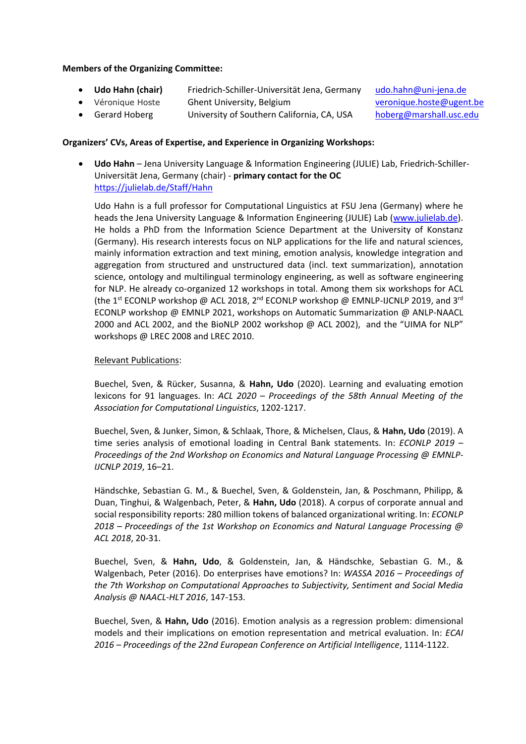**Members of the Organizing Committee:**

- **Udo Hahn (chair)** Friedrich-Schiller-Universität Jena, Germany udo.hahn@uni-jena.de
- Véronique Hoste Ghent University, Belgium veronique.hoste@ugent.be
- Gerard Hoberg University of Southern California, CA, USA hoberg@marshall.usc.edu

**Organizers' CVs, Areas of Expertise, and Experience in Organizing Workshops:**

- **Udo Hahn** – Jena University Language & Information Engineering (JULIE) Lab, Friedrich-Schiller-Universität Jena, Germany (chair) - **primary contact for the OC**
  https://julielab.de/Staff/Hahn

  Udo Hahn is a full professor for Computational Linguistics at FSU Jena (Germany) where he heads the Jena University Language & Information Engineering (JULIE) Lab (www.julielab.de). He holds a PhD from the Information Science Department at the University of Konstanz (Germany). His research interests focus on NLP applications for the life and natural sciences, mainly information extraction and text mining, emotion analysis, knowledge integration and aggregation from structured and unstructured data (incl. text summarization), annotation science, ontology and multilingual terminology engineering, as well as software engineering for NLP. He already co-organized 12 workshops in total. Among them six workshops for ACL (the 1st ECONLP workshop @ ACL 2018, 2nd ECONLP workshop @ EMNLP-IJCNLP 2019, and 3rd ECONLP workshop @ EMNLP 2021, workshops on Automatic Summarization @ ANLP-NAACL 2000 and ACL 2002, and the BioNLP 2002 workshop @ ACL 2002), and the "UIMA for NLP" workshops @ LREC 2008 and LREC 2010.

  Relevant Publications:

  Buechel, Sven, & Rücker, Susanna, & **Hahn, Udo** (2020). Learning and evaluating emotion lexicons for 91 languages. In: *ACL 2020 – Proceedings of the 58th Annual Meeting of the Association for Computational Linguistics*, 1202-1217.

  Buechel, Sven, & Junker, Simon, & Schlaak, Thore, & Michelsen, Claus, & **Hahn, Udo** (2019). A time series analysis of emotional loading in Central Bank statements. In: *ECONLP 2019 – Proceedings of the 2nd Workshop on Economics and Natural Language Processing @ EMNLP-IJCNLP 2019*, 16–21.

  Händschke, Sebastian G. M., & Buechel, Sven, & Goldenstein, Jan, & Poschmann, Philipp, & Duan, Tinghui, & Walgenbach, Peter, & **Hahn, Udo** (2018). A corpus of corporate annual and social responsibility reports: 280 million tokens of balanced organizational writing. In: *ECONLP 2018 – Proceedings of the 1st Workshop on Economics and Natural Language Processing @ ACL 2018*, 20-31.

  Buechel, Sven, & **Hahn, Udo**, & Goldenstein, Jan, & Händschke, Sebastian G. M., & Walgenbach, Peter (2016). Do enterprises have emotions? In: *WASSA 2016 – Proceedings of the 7th Workshop on Computational Approaches to Subjectivity, Sentiment and Social Media Analysis @ NAACL-HLT 2016*, 147-153.

  Buechel, Sven, & **Hahn, Udo** (2016). Emotion analysis as a regression problem: dimensional models and their implications on emotion representation and metrical evaluation. In: *ECAI 2016 – Proceedings of the 22nd European Conference on Artificial Intelligence*, 1114-1122.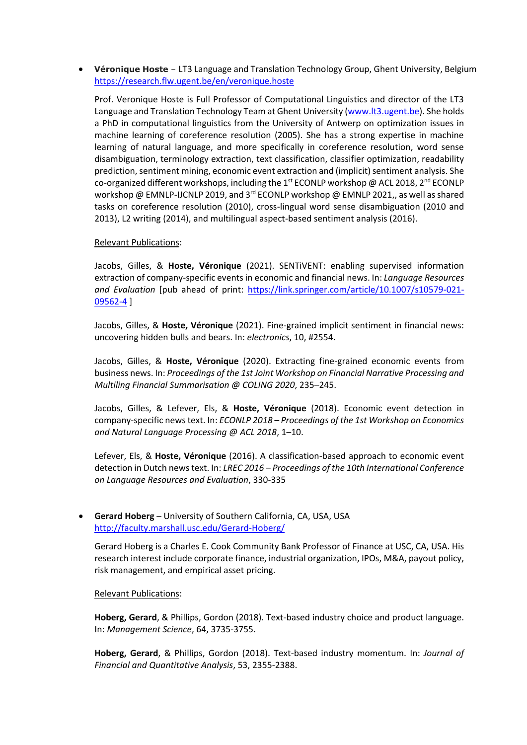- **Véronique Hoste** – LT3 Language and Translation Technology Group, Ghent University, Belgium
  https://research.flw.ugent.be/en/veronique.hoste

  Prof. Veronique Hoste is Full Professor of Computational Linguistics and director of the LT3 Language and Translation Technology Team at Ghent University (www.lt3.ugent.be). She holds a PhD in computational linguistics from the University of Antwerp on optimization issues in machine learning of coreference resolution (2005). She has a strong expertise in machine learning of natural language, and more specifically in coreference resolution, word sense disambiguation, terminology extraction, text classification, classifier optimization, readability prediction, sentiment mining, economic event extraction and (implicit) sentiment analysis. She co-organized different workshops, including the 1st ECONLP workshop @ ACL 2018, 2nd ECONLP workshop @ EMNLP-IJCNLP 2019, and 3rd ECONLP workshop @ EMNLP 2021,, as well as shared tasks on coreference resolution (2010), cross-lingual word sense disambiguation (2010 and 2013), L2 writing (2014), and multilingual aspect-based sentiment analysis (2016).

  Relevant Publications:

  Jacobs, Gilles, & **Hoste, Véronique** (2021). SENTiVENT: enabling supervised information extraction of company-specific events in economic and financial news. In: *Language Resources and Evaluation* [pub ahead of print: https://link.springer.com/article/10.1007/s10579-021-09562-4 ]

  Jacobs, Gilles, & **Hoste, Véronique** (2021). Fine-grained implicit sentiment in financial news: uncovering hidden bulls and bears. In: *electronics*, 10, #2554.

  Jacobs, Gilles, & **Hoste, Véronique** (2020). Extracting fine-grained economic events from business news. In: *Proceedings of the 1st Joint Workshop on Financial Narrative Processing and Multiling Financial Summarisation @ COLING 2020*, 235–245.

  Jacobs, Gilles, & Lefever, Els, & **Hoste, Véronique** (2018). Economic event detection in company-specific news text. In: *ECONLP 2018 – Proceedings of the 1st Workshop on Economics and Natural Language Processing @ ACL 2018*, 1–10.

  Lefever, Els, & **Hoste, Véronique** (2016). A classification-based approach to economic event detection in Dutch news text. In: *LREC 2016 – Proceedings of the 10th International Conference on Language Resources and Evaluation*, 330-335

- **Gerard Hoberg** – University of Southern California, CA, USA, USA
  http://faculty.marshall.usc.edu/Gerard-Hoberg/

  Gerard Hoberg is a Charles E. Cook Community Bank Professor of Finance at USC, CA, USA. His research interest include corporate finance, industrial organization, IPOs, M&A, payout policy, risk management, and empirical asset pricing.

  Relevant Publications:

  **Hoberg, Gerard**, & Phillips, Gordon (2018). Text-based industry choice and product language. In: *Management Science*, 64, 3735-3755.

  **Hoberg, Gerard**, & Phillips, Gordon (2018). Text-based industry momentum. In: *Journal of Financial and Quantitative Analysis*, 53, 2355-2388.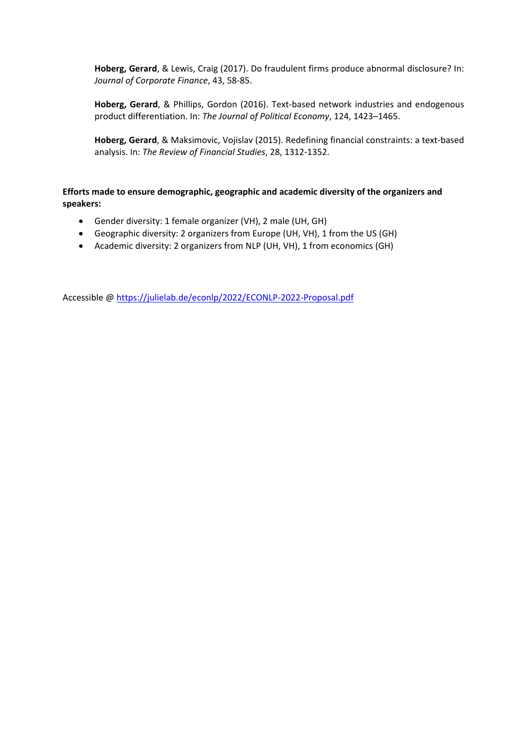**Hoberg, Gerard**, & Lewis, Craig (2017). Do fraudulent firms produce abnormal disclosure? In: *Journal of Corporate Finance*, 43, 58-85.

**Hoberg, Gerard**, & Phillips, Gordon (2016). Text-based network industries and endogenous product differentiation. In: *The Journal of Political Economy*, 124, 1423–1465.

**Hoberg, Gerard**, & Maksimovic, Vojislav (2015). Redefining financial constraints: a text-based analysis. In: *The Review of Financial Studies*, 28, 1312-1352.

**Efforts made to ensure demographic, geographic and academic diversity of the organizers and speakers:**

- Gender diversity: 1 female organizer (VH), 2 male (UH, GH)
- Geographic diversity: 2 organizers from Europe (UH, VH), 1 from the US (GH)
- Academic diversity: 2 organizers from NLP (UH, VH), 1 from economics (GH)

Accessible @ https://julielab.de/econlp/2022/ECONLP-2022-Proposal.pdf